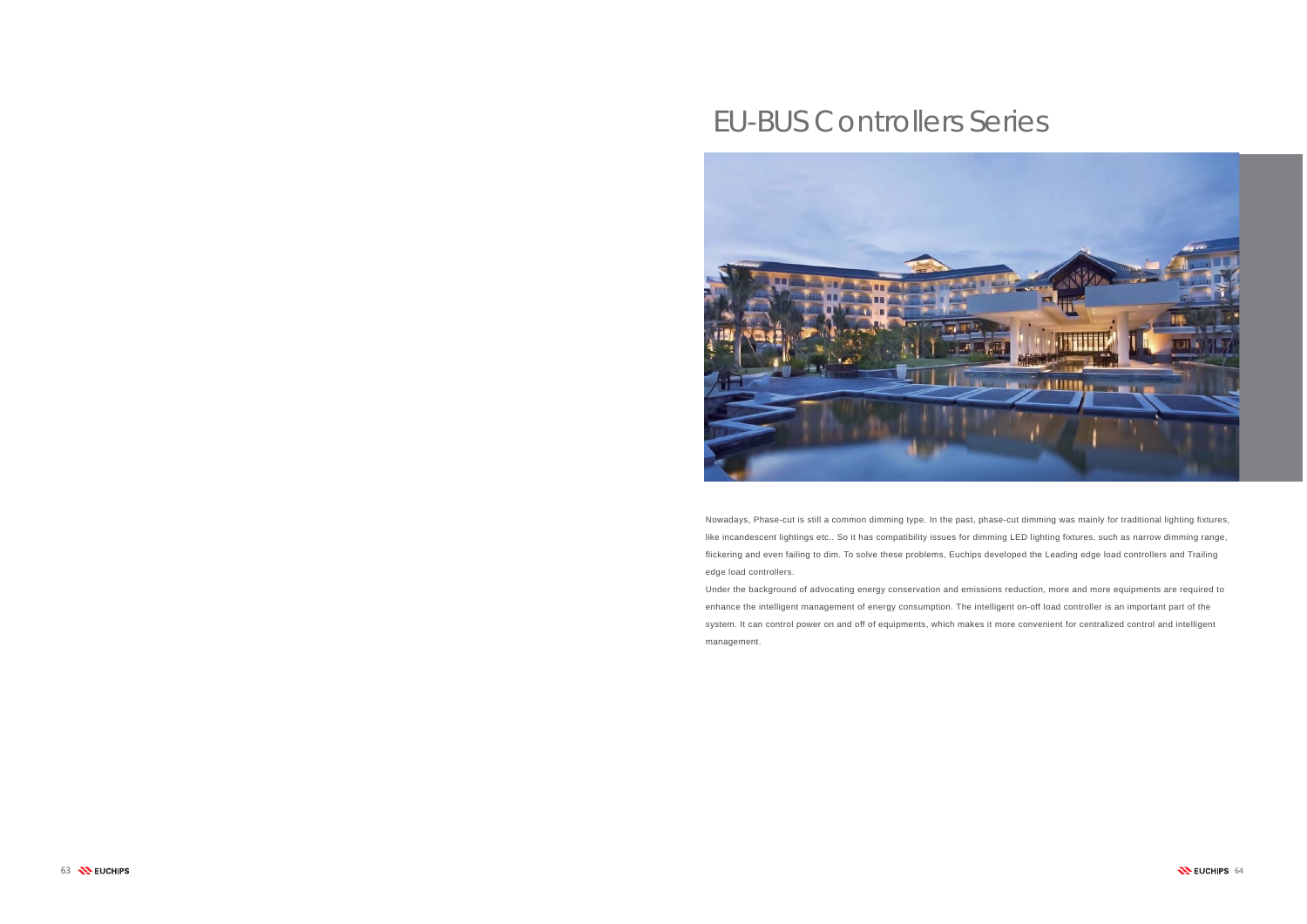# EU-BUS Controllers Series

Nowadays, Phase-cut is still a common dimming type. In the past, phase-cut dimming was mainly for traditional lighting fixtures, like incandescent lightings etc.. So it has compatibility issues for dimming LED lighting fixtures, such as narrow dimming range, flickering and even failing to dim. To solve these problems, Euchips developed the Leading edge load controllers and Trailing edge load controllers.

Under the background of advocating energy conservation and emissions reduction, more and more equipments are required to enhance the intelligent management of energy consumption. The intelligent on-off load controller is an important part of the system. It can control power on and off of equipments, which makes it more convenient for centralized control and intelligent management.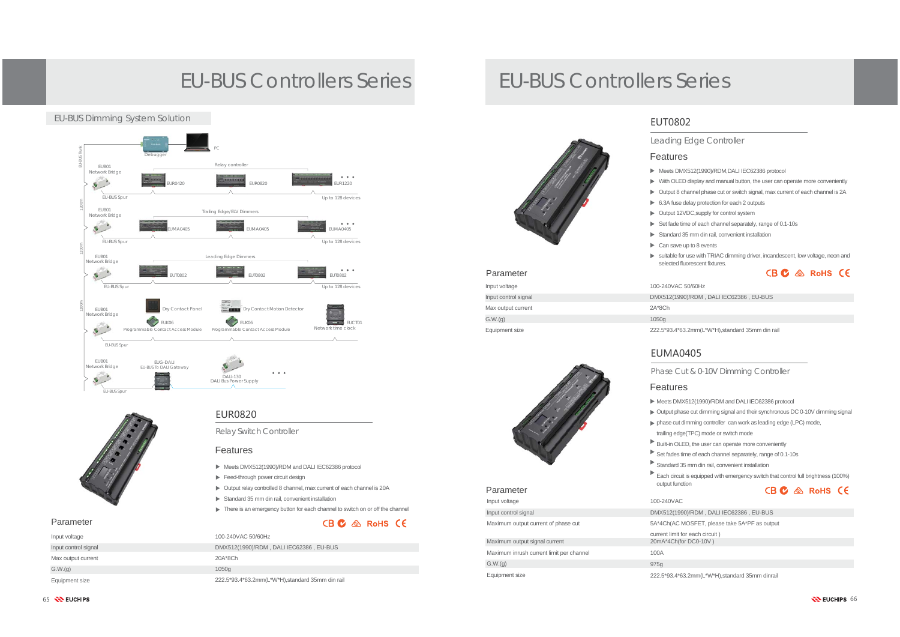# EU-BUS Controllers Series

## EU-BUS Dimming System Solution

Debugger

PC

EU-BUS Trunk

EUB01 Network Bridge

Relay controller

EUR0420 EUR0820 EUR1220

EU-BUS Spur

Up to 128 devices

1200m

EUB01 Network Bridge

Trailing Edge/ELV Dimmers

EUMA0405 EUMA0405 EUMA0405

EU-BUS Spur

Up to 128 devices

1200m

EUB01 Network Bridge

Leading Edge Dimmers

EUT0802 EUT0802 EUT0802

EU-BUS Spur

Up to 128 devices

1200m

EUB01 Network Bridge

Dry Contact Panel

Dry Contact Motion Detector

EUK06 Programmable Contact Access Module

EUK06 Programmable Contact Access Module

EUCT01 Network time clock

EU-BUS Spur

EUB01 Network Bridge

EUG-DALI EU-BUS To DALI Gateway

DALI-130 DALI Bus Power Supply

EU-BUS Spur

## EUR0820

Relay Switch Controller

### Features

- Meets DMX512(1990)/RDM and DALI IEC62386 protocol
- Feed-through power circuit design
- Output relay controlled 8 channel, max current of each channel is 20A
- Standard 35 mm din rail, convenient installation
- There is an emergency button for each channel to switch on or off the channel

### Parameter

CB RoHS CE

| Parameter | Value |
| --- | --- |
| Input voltage | 100-240VAC 50/60Hz |
| Input control signal | DMX512(1990)/RDM , DALI IEC62386 , EU-BUS |
| Max output current | 20A*8Ch |
| G.W.(g) | 1050g |
| Equipment size | 222.5*93.4*63.2mm(L*W*H),standard 35mm din rail |

# EU-BUS Controllers Series

## EUT0802

Leading Edge Controller

### Features

- Meets DMX512(1990)/RDM,DALI IEC62386 protocol
- With OLED display and manual button, the user can operate more conveniently
- Output 8 channel phase cut or switch signal, max current of each channel is 2A
- 6.3A fuse delay protection for each 2 outputs
- Output 12VDC,supply for control system
- Set fade time of each channel separately, range of 0.1-10s
- Standard 35 mm din rail, convenient installation
- Can save up to 8 events
- suitable for use with TRIAC dimming driver, incandescent, low voltage, neon and selected fluorescent fixtures.

### Parameter

CB RoHS CE

| Parameter | Value |
| --- | --- |
| Input voltage | 100-240VAC 50/60Hz |
| Input control signal | DMX512(1990)/RDM , DALI IEC62386 , EU-BUS |
| Max output current | 2A*8Ch |
| G.W.(g) | 1050g |
| Equipment size | 222.5*93.4*63.2mm(L*W*H),standard 35mm din rail |

## EUMA0405

Phase Cut & 0-10V Dimming Controller

### Features

- Meets DMX512(1990)/RDM and DALI IEC62386 protocol
- Output phase cut dimming signal and their synchronous DC 0-10V dimming signal
- phase cut dimming controller can work as leading edge (LPC) mode, trailing edge(TPC) mode or switch mode
- Built-in OLED, the user can operate more conveniently
- Set fades time of each channel separately, range of 0.1-10s
- Standard 35 mm din rail, convenient installation
- Each circuit is equipped with emergency switch that control full brightness (100%) output function

### Parameter

CB RoHS CE

| Parameter | Value |
| --- | --- |
| Input voltage | 100-240VAC |
| Input control signal | DMX512(1990)/RDM , DALI IEC62386 , EU-BUS |
| Maximum output current of phase cut | 5A*4Ch(AC MOSFET, please take 5A*PF as output current limit for each circuit ) |
| Maximum output signal current | 20mA*4Ch(for DC0-10V ) |
| Maximum inrush current limit per channel | 100A |
| G.W.(g) | 975g |
| Equipment size | 222.5*93.4*63.2mm(L*W*H),standard 35mm dinrail |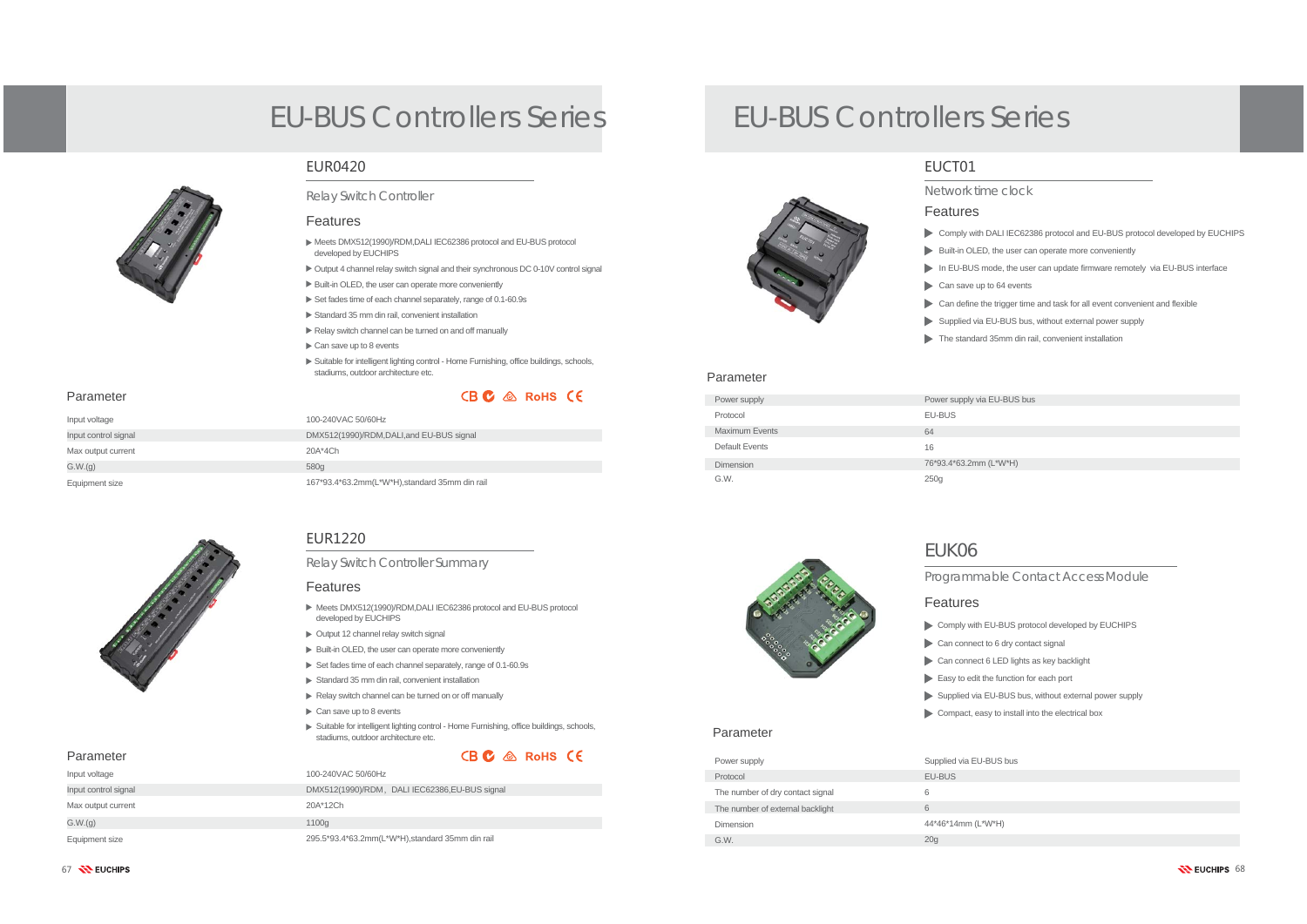# EU-BUS Controllers Series

## EUR0420

Relay Switch Controller

### Features

- Meets DMX512(1990)/RDM,DALI IEC62386 protocol and EU-BUS protocol developed by EUCHIPS
- Output 4 channel relay switch signal and their synchronous DC 0-10V control signal
- Built-in OLED, the user can operate more conveniently
- Set fades time of each channel separately, range of 0.1-60.9s
- Standard 35 mm din rail, convenient installation
- Relay switch channel can be turned on and off manually
- Can save up to 8 events
- Suitable for intelligent lighting control - Home Furnishing, office buildings, schools, stadiums, outdoor architecture etc.

### Parameter

CB RoHS CE

| | |
|---|---|
| Input voltage | 100-240VAC 50/60Hz |
| Input control signal | DMX512(1990)/RDM,DALI,and EU-BUS signal |
| Max output current | 20A*4Ch |
| G.W.(g) | 580g |
| Equipment size | 167*93.4*63.2mm(L*W*H),standard 35mm din rail |

## EUR1220

Relay Switch Controller Summary

### Features

- Meets DMX512(1990)/RDM,DALI IEC62386 protocol and EU-BUS protocol developed by EUCHIPS
- Output 12 channel relay switch signal
- Built-in OLED, the user can operate more conveniently
- Set fades time of each channel separately, range of 0.1-60.9s
- Standard 35 mm din rail, convenient installation
- Relay switch channel can be turned on or off manually
- Can save up to 8 events
- Suitable for intelligent lighting control - Home Furnishing, office buildings, schools, stadiums, outdoor architecture etc.

### Parameter

CB RoHS CE

| | |
|---|---|
| Input voltage | 100-240VAC 50/60Hz |
| Input control signal | DMX512(1990)/RDM, DALI IEC62386,EU-BUS signal |
| Max output current | 20A*12Ch |
| G.W.(g) | 1100g |
| Equipment size | 295.5*93.4*63.2mm(L*W*H),standard 35mm din rail |

# EU-BUS Controllers Series

## EUCT01

Network time clock

### Features

- Comply with DALI IEC62386 protocol and EU-BUS protocol developed by EUCHIPS
- Built-in OLED, the user can operate more conveniently
- In EU-BUS mode, the user can update firmware remotely via EU-BUS interface
- Can save up to 64 events
- Can define the trigger time and task for all event convenient and flexible
- Supplied via EU-BUS bus, without external power supply
- The standard 35mm din rail, convenient installation

### Parameter

| | |
|---|---|
| Power supply | Power supply via EU-BUS bus |
| Protocol | EU-BUS |
| Maximum Events | 64 |
| Default Events | 16 |
| Dimension | 76*93.4*63.2mm (L*W*H) |
| G.W. | 250g |

## EUK06

Programmable Contact Access Module

### Features

- Comply with EU-BUS protocol developed by EUCHIPS
- Can connect to 6 dry contact signal
- Can connect 6 LED lights as key backlight
- Easy to edit the function for each port
- Supplied via EU-BUS bus, without external power supply
- Compact, easy to install into the electrical box

### Parameter

| | |
|---|---|
| Power supply | Supplied via EU-BUS bus |
| Protocol | EU-BUS |
| The number of dry contact signal | 6 |
| The number of external backlight | 6 |
| Dimension | 44*46*14mm (L*W*H) |
| G.W. | 20g |